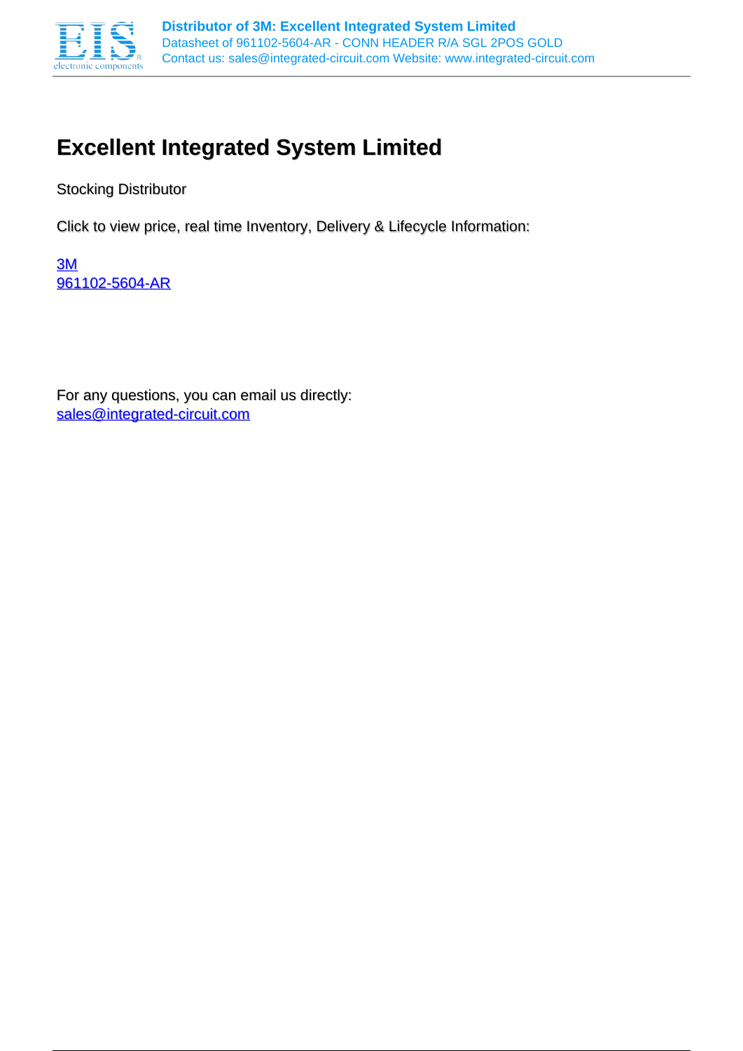# Excellent Integrated System Limited

Stocking Distributor

Click to view price, real time Inventory, Delivery & Lifecycle Information:

3M
961102-5604-AR

For any questions, you can email us directly:
sales@integrated-circuit.com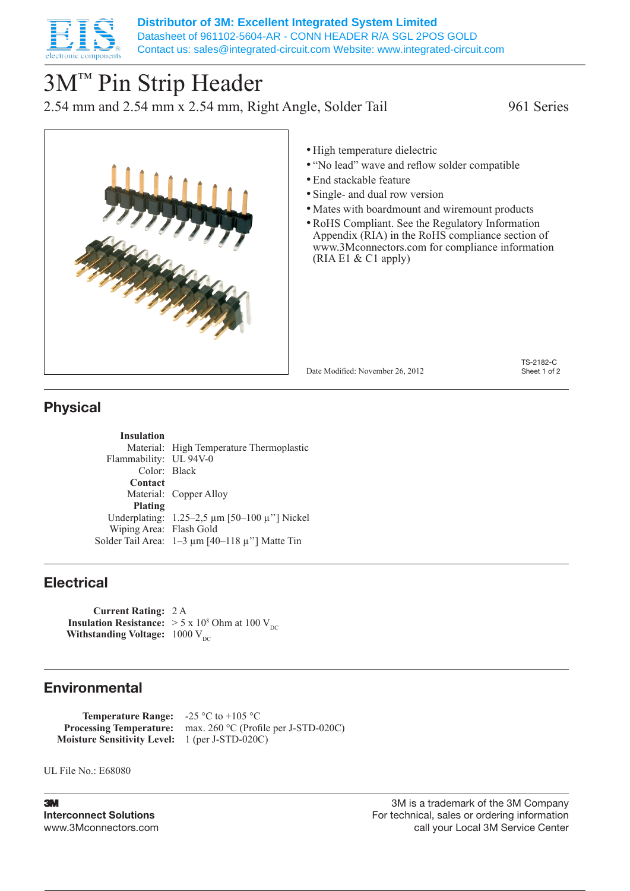Distributor of 3M: Excellent Integrated System Limited
Datasheet of 961102-5604-AR - CONN HEADER R/A SGL 2POS GOLD
Contact us: sales@integrated-circuit.com Website: www.integrated-circuit.com

# 3M™ Pin Strip Header

2.54 mm and 2.54 mm x 2.54 mm, Right Angle, Solder Tail

961 Series

- High temperature dielectric
- "No lead" wave and reflow solder compatible
- End stackable feature
- Single- and dual row version
- Mates with boardmount and wiremount products
- RoHS Compliant. See the Regulatory Information Appendix (RIA) in the RoHS compliance section of www.3Mconnectors.com for compliance information (RIA E1 & C1 apply)

Date Modified: November 26, 2012

TS-2182-C
Sheet 1 of 2

## Physical

**Insulation**
Material: High Temperature Thermoplastic
Flammability: UL 94V-0
Color: Black

**Contact**
Material: Copper Alloy

**Plating**
Underplating: 1.25–2,5 µm [50–100 µ"] Nickel
Wiping Area: Flash Gold
Solder Tail Area: 1–3 µm [40–118 µ"] Matte Tin

## Electrical

**Current Rating:** 2 A
**Insulation Resistance:** > 5 x $10^8$ Ohm at 100 $V_{DC}$
**Withstanding Voltage:** 1000 $V_{DC}$

## Environmental

**Temperature Range:** -25 °C to +105 °C
**Processing Temperature:** max. 260 °C (Profile per J-STD-020C)
**Moisture Sensitivity Level:** 1 (per J-STD-020C)

UL File No.: E68080

**3M**
**Interconnect Solutions**
www.3Mconnectors.com

3M is a trademark of the 3M Company
For technical, sales or ordering information call your Local 3M Service Center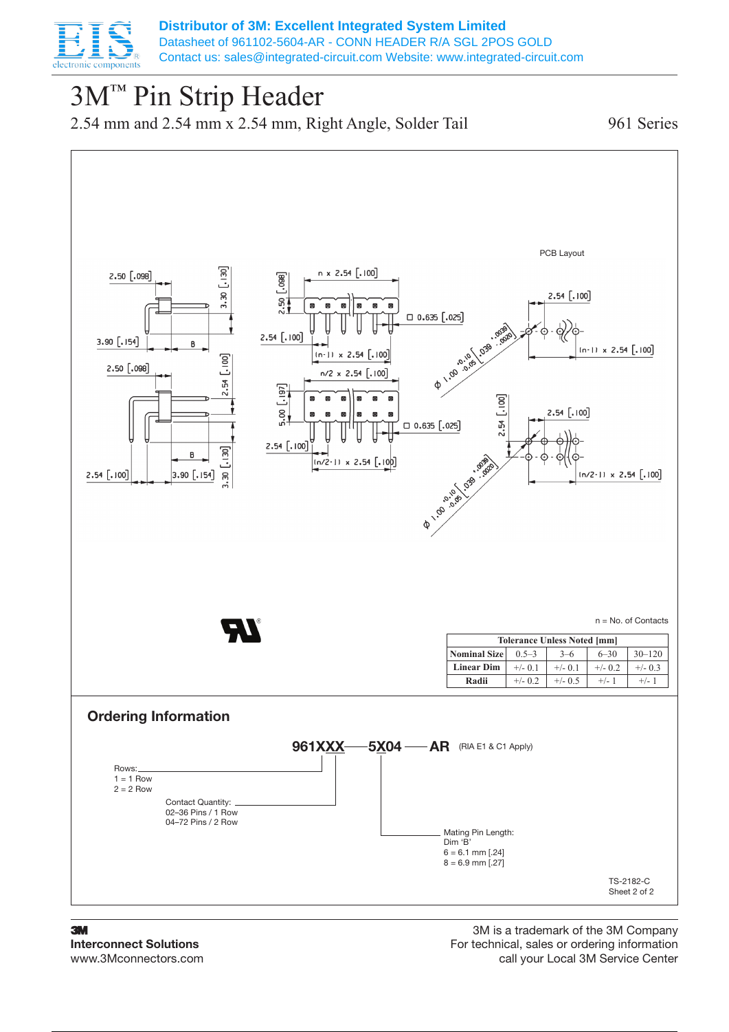Distributor of 3M: Excellent Integrated System Limited
Datasheet of 961102-5604-AR - CONN HEADER R/A SGL 2POS GOLD
Contact us: sales@integrated-circuit.com Website: www.integrated-circuit.com

# 3M™ Pin Strip Header

2.54 mm and 2.54 mm x 2.54 mm, Right Angle, Solder Tail

961 Series

PCB Layout

n = No. of Contacts

| Tolerance Unless Noted [mm] | | | | |
|---|---|---|---|---|
| Nominal Size | 0.5–3 | 3–6 | 6–30 | 30–120 |
| Linear Dim | +/- 0.1 | +/- 0.1 | +/- 0.2 | +/- 0.3 |
| Radii | +/- 0.2 | +/- 0.5 | +/- 1 | +/- 1 |

## Ordering Information

**961XXX—5X04 —AR** (RIA E1 & C1 Apply)

Rows:
1 = 1 Row
2 = 2 Row

Contact Quantity:
02–36 Pins / 1 Row
04–72 Pins / 2 Row

Mating Pin Length:
Dim 'B'
6 = 6.1 mm [.24]
8 = 6.9 mm [.27]

TS-2182-C
Sheet 2 of 2

**3M**
**Interconnect Solutions**
www.3Mconnectors.com

3M is a trademark of the 3M Company
For technical, sales or ordering information
call your Local 3M Service Center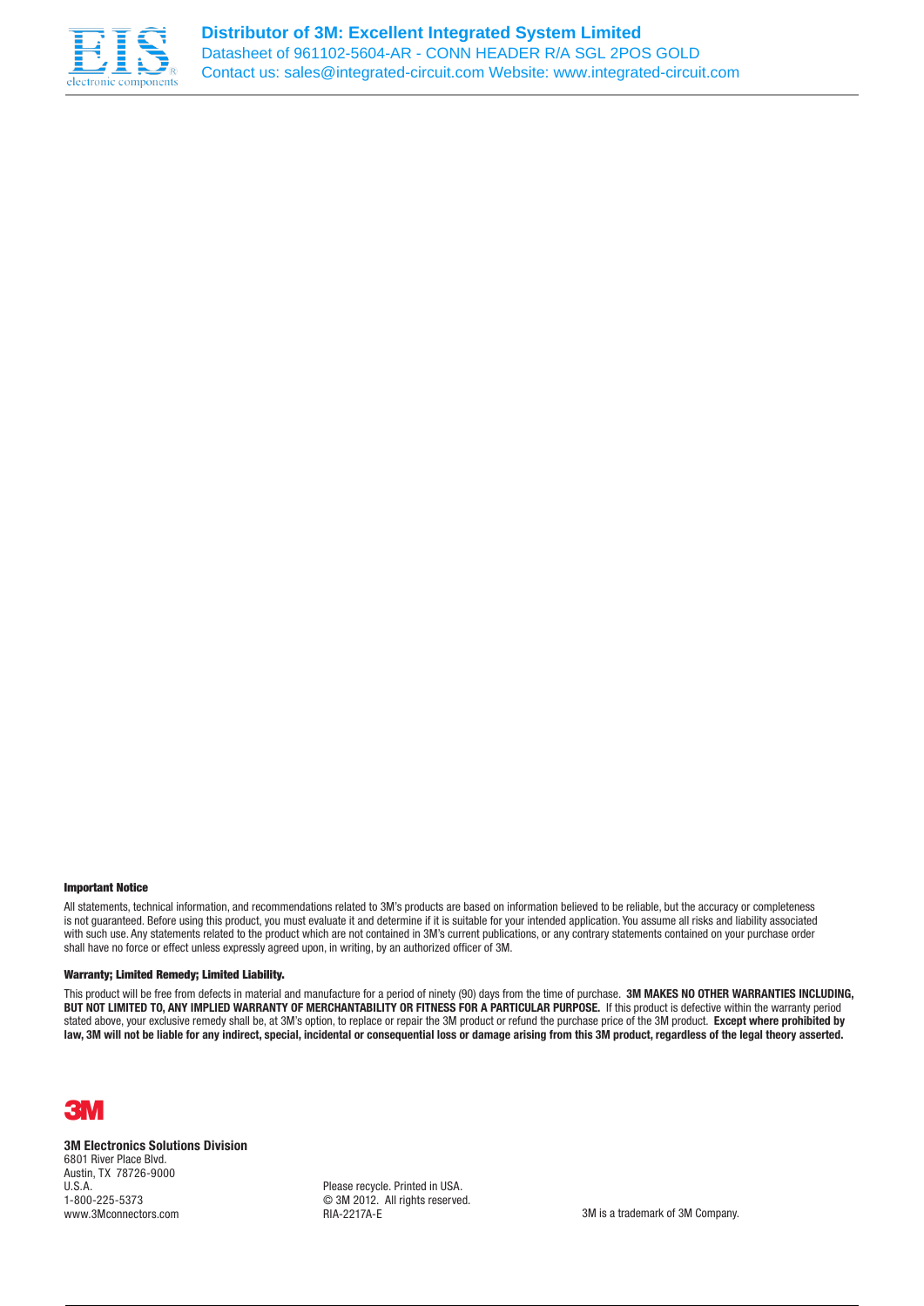**Important Notice**

All statements, technical information, and recommendations related to 3M's products are based on information believed to be reliable, but the accuracy or completeness is not guaranteed. Before using this product, you must evaluate it and determine if it is suitable for your intended application. You assume all risks and liability associated with such use. Any statements related to the product which are not contained in 3M's current publications, or any contrary statements contained on your purchase order shall have no force or effect unless expressly agreed upon, in writing, by an authorized officer of 3M.

**Warranty; Limited Remedy; Limited Liability.**

This product will be free from defects in material and manufacture for a period of ninety (90) days from the time of purchase. **3M MAKES NO OTHER WARRANTIES INCLUDING, BUT NOT LIMITED TO, ANY IMPLIED WARRANTY OF MERCHANTABILITY OR FITNESS FOR A PARTICULAR PURPOSE.** If this product is defective within the warranty period stated above, your exclusive remedy shall be, at 3M's option, to replace or repair the 3M product or refund the purchase price of the 3M product. **Except where prohibited by law, 3M will not be liable for any indirect, special, incidental or consequential loss or damage arising from this 3M product, regardless of the legal theory asserted.**

3M

**3M Electronics Solutions Division**
6801 River Place Blvd.
Austin, TX 78726-9000
U.S.A.
1-800-225-5373
www.3Mconnectors.com

Please recycle. Printed in USA.
© 3M 2012. All rights reserved.
RIA-2217A-E

3M is a trademark of 3M Company.